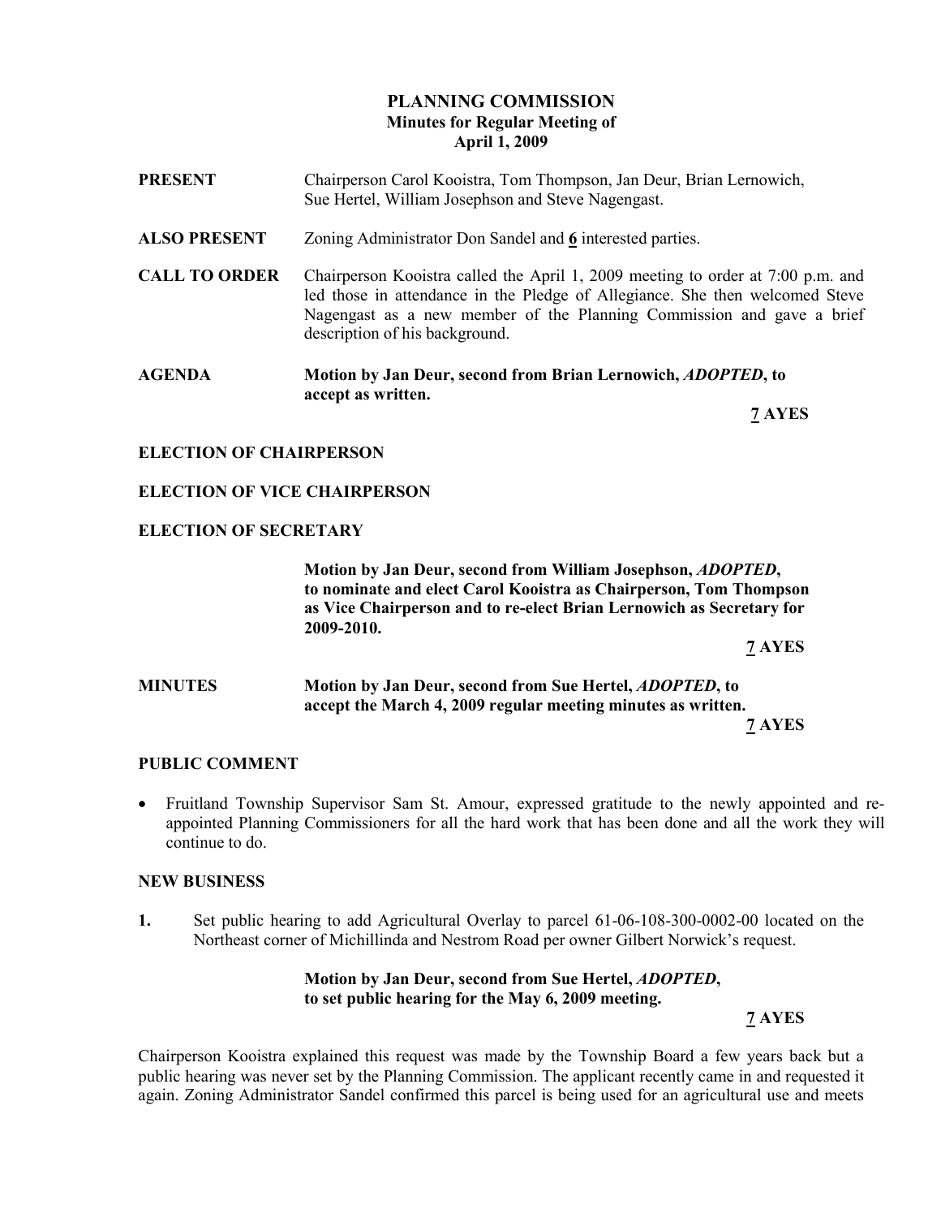# PLANNING COMMISSION
## Minutes for Regular Meeting of
## April 1, 2009

**PRESENT** Chairperson Carol Kooistra, Tom Thompson, Jan Deur, Brian Lernowich, Sue Hertel, William Josephson and Steve Nagengast.

**ALSO PRESENT** Zoning Administrator Don Sandel and **6** interested parties.

**CALL TO ORDER** Chairperson Kooistra called the April 1, 2009 meeting to order at 7:00 p.m. and led those in attendance in the Pledge of Allegiance. She then welcomed Steve Nagengast as a new member of the Planning Commission and gave a brief description of his background.

**AGENDA** **Motion by Jan Deur, second from Brian Lernowich, *ADOPTED*, to accept as written.**

**7 AYES**

**ELECTION OF CHAIRPERSON**

**ELECTION OF VICE CHAIRPERSON**

**ELECTION OF SECRETARY**

**Motion by Jan Deur, second from William Josephson, *ADOPTED*, to nominate and elect Carol Kooistra as Chairperson, Tom Thompson as Vice Chairperson and to re-elect Brian Lernowich as Secretary for 2009-2010.**

**7 AYES**

**MINUTES** **Motion by Jan Deur, second from Sue Hertel, *ADOPTED*, to accept the March 4, 2009 regular meeting minutes as written.**

**7 AYES**

**PUBLIC COMMENT**

- Fruitland Township Supervisor Sam St. Amour, expressed gratitude to the newly appointed and re-appointed Planning Commissioners for all the hard work that has been done and all the work they will continue to do.

**NEW BUSINESS**

**1.** Set public hearing to add Agricultural Overlay to parcel 61-06-108-300-0002-00 located on the Northeast corner of Michillinda and Nestrom Road per owner Gilbert Norwick's request.

**Motion by Jan Deur, second from Sue Hertel, *ADOPTED*, to set public hearing for the May 6, 2009 meeting.**

**7 AYES**

Chairperson Kooistra explained this request was made by the Township Board a few years back but a public hearing was never set by the Planning Commission. The applicant recently came in and requested it again. Zoning Administrator Sandel confirmed this parcel is being used for an agricultural use and meets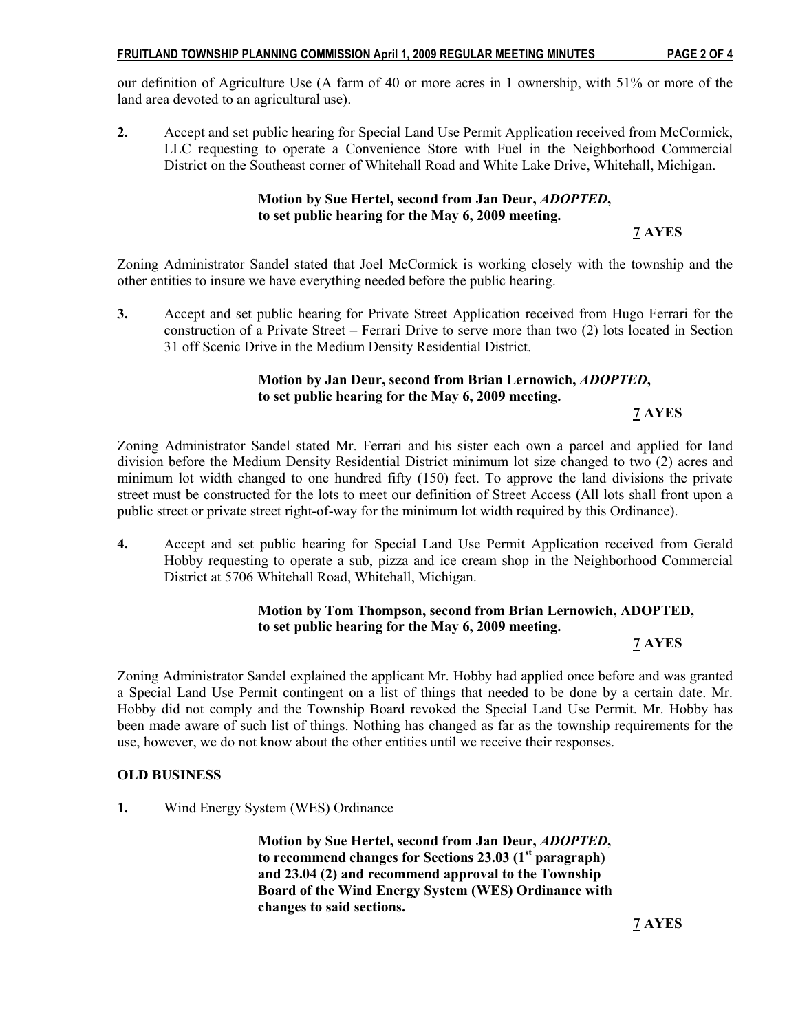our definition of Agriculture Use (A farm of 40 or more acres in 1 ownership, with 51% or more of the land area devoted to an agricultural use).

**2.** Accept and set public hearing for Special Land Use Permit Application received from McCormick, LLC requesting to operate a Convenience Store with Fuel in the Neighborhood Commercial District on the Southeast corner of Whitehall Road and White Lake Drive, Whitehall, Michigan.

> **Motion by Sue Hertel, second from Jan Deur, *ADOPTED*, to set public hearing for the May 6, 2009 meeting.**
>
> **7 AYES**

Zoning Administrator Sandel stated that Joel McCormick is working closely with the township and the other entities to insure we have everything needed before the public hearing.

**3.** Accept and set public hearing for Private Street Application received from Hugo Ferrari for the construction of a Private Street – Ferrari Drive to serve more than two (2) lots located in Section 31 off Scenic Drive in the Medium Density Residential District.

> **Motion by Jan Deur, second from Brian Lernowich, *ADOPTED*, to set public hearing for the May 6, 2009 meeting.**
>
> **7 AYES**

Zoning Administrator Sandel stated Mr. Ferrari and his sister each own a parcel and applied for land division before the Medium Density Residential District minimum lot size changed to two (2) acres and minimum lot width changed to one hundred fifty (150) feet. To approve the land divisions the private street must be constructed for the lots to meet our definition of Street Access (All lots shall front upon a public street or private street right-of-way for the minimum lot width required by this Ordinance).

**4.** Accept and set public hearing for Special Land Use Permit Application received from Gerald Hobby requesting to operate a sub, pizza and ice cream shop in the Neighborhood Commercial District at 5706 Whitehall Road, Whitehall, Michigan.

> **Motion by Tom Thompson, second from Brian Lernowich, ADOPTED, to set public hearing for the May 6, 2009 meeting.**
>
> **7 AYES**

Zoning Administrator Sandel explained the applicant Mr. Hobby had applied once before and was granted a Special Land Use Permit contingent on a list of things that needed to be done by a certain date. Mr. Hobby did not comply and the Township Board revoked the Special Land Use Permit. Mr. Hobby has been made aware of such list of things. Nothing has changed as far as the township requirements for the use, however, we do not know about the other entities until we receive their responses.

## OLD BUSINESS

**1.** Wind Energy System (WES) Ordinance

> **Motion by Sue Hertel, second from Jan Deur, *ADOPTED*, to recommend changes for Sections 23.03 (1st paragraph) and 23.04 (2) and recommend approval to the Township Board of the Wind Energy System (WES) Ordinance with changes to said sections.**
>
> **7 AYES**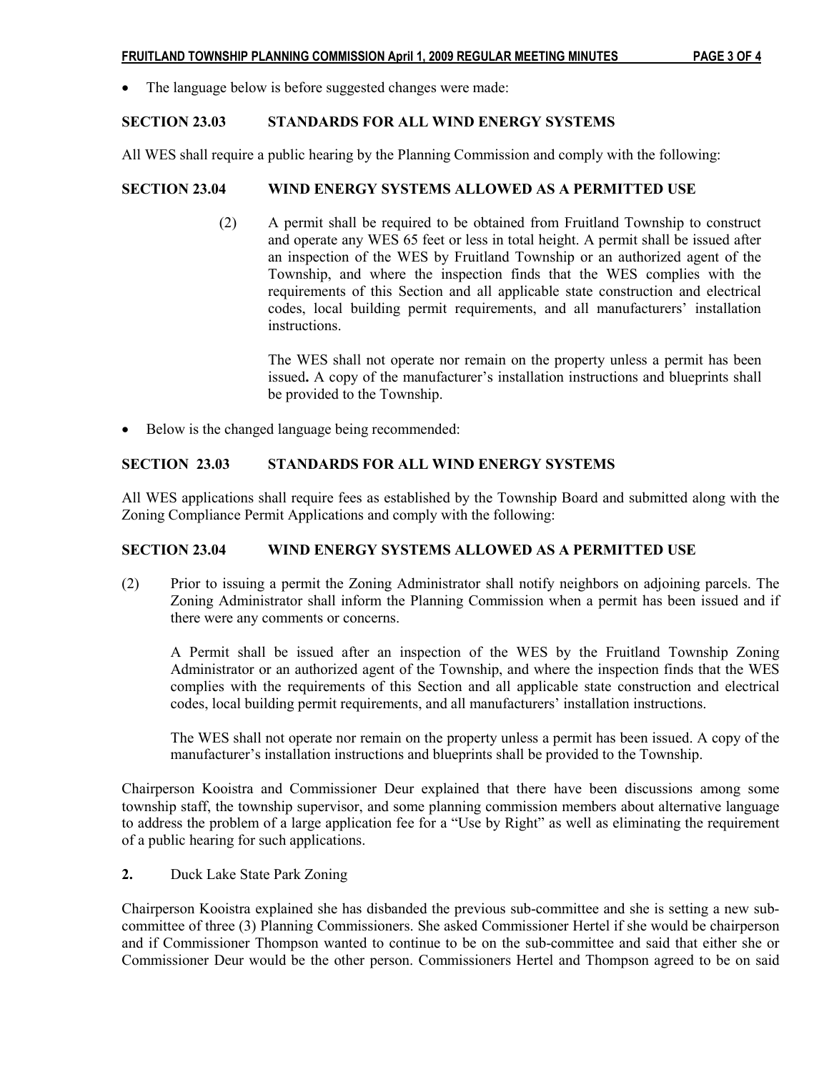- The language below is before suggested changes were made:

**SECTION 23.03 STANDARDS FOR ALL WIND ENERGY SYSTEMS**

All WES shall require a public hearing by the Planning Commission and comply with the following:

**SECTION 23.04 WIND ENERGY SYSTEMS ALLOWED AS A PERMITTED USE**

(2) A permit shall be required to be obtained from Fruitland Township to construct and operate any WES 65 feet or less in total height. A permit shall be issued after an inspection of the WES by Fruitland Township or an authorized agent of the Township, and where the inspection finds that the WES complies with the requirements of this Section and all applicable state construction and electrical codes, local building permit requirements, and all manufacturers' installation instructions.

The WES shall not operate nor remain on the property unless a permit has been issued**.** A copy of the manufacturer's installation instructions and blueprints shall be provided to the Township.

- Below is the changed language being recommended:

**SECTION 23.03 STANDARDS FOR ALL WIND ENERGY SYSTEMS**

All WES applications shall require fees as established by the Township Board and submitted along with the Zoning Compliance Permit Applications and comply with the following:

**SECTION 23.04 WIND ENERGY SYSTEMS ALLOWED AS A PERMITTED USE**

(2) Prior to issuing a permit the Zoning Administrator shall notify neighbors on adjoining parcels. The Zoning Administrator shall inform the Planning Commission when a permit has been issued and if there were any comments or concerns.

A Permit shall be issued after an inspection of the WES by the Fruitland Township Zoning Administrator or an authorized agent of the Township, and where the inspection finds that the WES complies with the requirements of this Section and all applicable state construction and electrical codes, local building permit requirements, and all manufacturers' installation instructions.

The WES shall not operate nor remain on the property unless a permit has been issued. A copy of the manufacturer's installation instructions and blueprints shall be provided to the Township.

Chairperson Kooistra and Commissioner Deur explained that there have been discussions among some township staff, the township supervisor, and some planning commission members about alternative language to address the problem of a large application fee for a "Use by Right" as well as eliminating the requirement of a public hearing for such applications.

**2.** Duck Lake State Park Zoning

Chairperson Kooistra explained she has disbanded the previous sub-committee and she is setting a new sub-committee of three (3) Planning Commissioners. She asked Commissioner Hertel if she would be chairperson and if Commissioner Thompson wanted to continue to be on the sub-committee and said that either she or Commissioner Deur would be the other person. Commissioners Hertel and Thompson agreed to be on said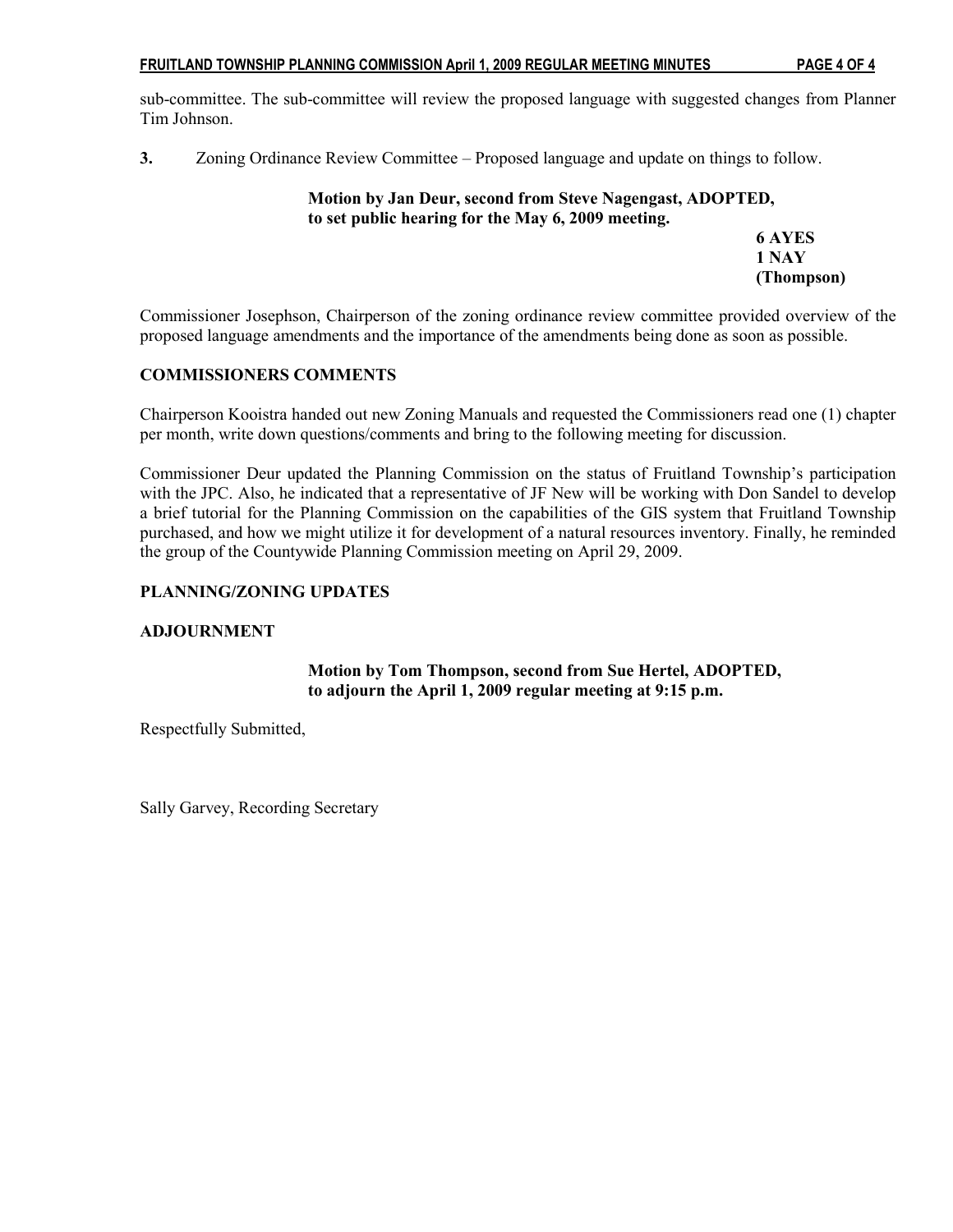sub-committee. The sub-committee will review the proposed language with suggested changes from Planner Tim Johnson.

**3.** Zoning Ordinance Review Committee – Proposed language and update on things to follow.

> **Motion by Jan Deur, second from Steve Nagengast, ADOPTED, to set public hearing for the May 6, 2009 meeting.**
>
> **6 AYES**
> **1 NAY**
> **(Thompson)**

Commissioner Josephson, Chairperson of the zoning ordinance review committee provided overview of the proposed language amendments and the importance of the amendments being done as soon as possible.

## COMMISSIONERS COMMENTS

Chairperson Kooistra handed out new Zoning Manuals and requested the Commissioners read one (1) chapter per month, write down questions/comments and bring to the following meeting for discussion.

Commissioner Deur updated the Planning Commission on the status of Fruitland Township's participation with the JPC. Also, he indicated that a representative of JF New will be working with Don Sandel to develop a brief tutorial for the Planning Commission on the capabilities of the GIS system that Fruitland Township purchased, and how we might utilize it for development of a natural resources inventory. Finally, he reminded the group of the Countywide Planning Commission meeting on April 29, 2009.

## PLANNING/ZONING UPDATES

## ADJOURNMENT

> **Motion by Tom Thompson, second from Sue Hertel, ADOPTED, to adjourn the April 1, 2009 regular meeting at 9:15 p.m.**

Respectfully Submitted,

Sally Garvey, Recording Secretary